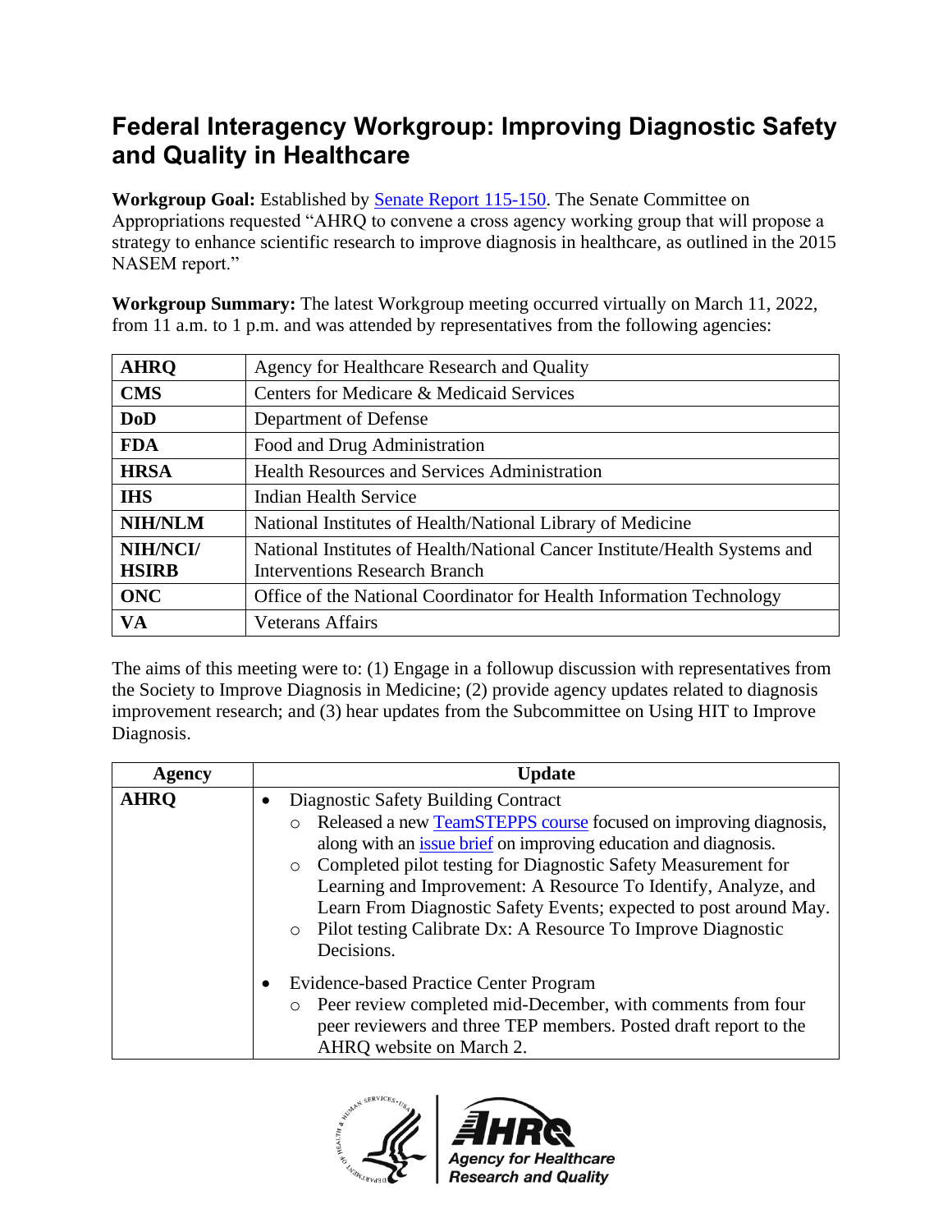# Federal Interagency Workgroup: Improving Diagnostic Safety and Quality in Healthcare

**Workgroup Goal:** Established by [Senate Report 115-150](). The Senate Committee on Appropriations requested "AHRQ to convene a cross agency working group that will propose a strategy to enhance scientific research to improve diagnosis in healthcare, as outlined in the 2015 NASEM report."

**Workgroup Summary:** The latest Workgroup meeting occurred virtually on March 11, 2022, from 11 a.m. to 1 p.m. and was attended by representatives from the following agencies:

| | |
|---|---|
| **AHRQ** | Agency for Healthcare Research and Quality |
| **CMS** | Centers for Medicare & Medicaid Services |
| **DoD** | Department of Defense |
| **FDA** | Food and Drug Administration |
| **HRSA** | Health Resources and Services Administration |
| **IHS** | Indian Health Service |
| **NIH/NLM** | National Institutes of Health/National Library of Medicine |
| **NIH/NCI/ HSIRB** | National Institutes of Health/National Cancer Institute/Health Systems and Interventions Research Branch |
| **ONC** | Office of the National Coordinator for Health Information Technology |
| **VA** | Veterans Affairs |

The aims of this meeting were to: (1) Engage in a followup discussion with representatives from the Society to Improve Diagnosis in Medicine; (2) provide agency updates related to diagnosis improvement research; and (3) hear updates from the Subcommittee on Using HIT to Improve Diagnosis.

| Agency | Update |
|---|---|
| **AHRQ** | • Diagnostic Safety Building Contract<br>◦ Released a new [TeamSTEPPS course]() focused on improving diagnosis, along with an [issue brief]() on improving education and diagnosis.<br>◦ Completed pilot testing for Diagnostic Safety Measurement for Learning and Improvement: A Resource To Identify, Analyze, and Learn From Diagnostic Safety Events; expected to post around May.<br>◦ Pilot testing Calibrate Dx: A Resource To Improve Diagnostic Decisions.<br>• Evidence-based Practice Center Program<br>◦ Peer review completed mid-December, with comments from four peer reviewers and three TEP members. Posted draft report to the AHRQ website on March 2. |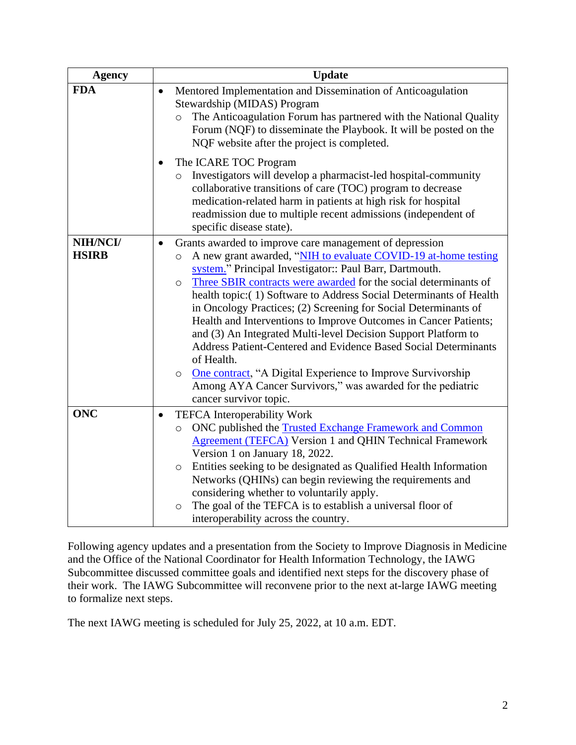| Agency | Update |
| --- | --- |
| **FDA** | • Mentored Implementation and Dissemination of Anticoagulation Stewardship (MIDAS) Program<br>  ○ The Anticoagulation Forum has partnered with the National Quality Forum (NQF) to disseminate the Playbook. It will be posted on the NQF website after the project is completed.<br>• The ICARE TOC Program<br>  ○ Investigators will develop a pharmacist-led hospital-community collaborative transitions of care (TOC) program to decrease medication-related harm in patients at high risk for hospital readmission due to multiple recent admissions (independent of specific disease state). |
| **NIH/NCI/ HSIRB** | • Grants awarded to improve care management of depression<br>  ○ A new grant awarded, "NIH to evaluate COVID-19 at-home testing system." Principal Investigator:: Paul Barr, Dartmouth.<br>  ○ Three SBIR contracts were awarded for the social determinants of health topic:( 1) Software to Address Social Determinants of Health in Oncology Practices; (2) Screening for Social Determinants of Health and Interventions to Improve Outcomes in Cancer Patients; and (3) An Integrated Multi-level Decision Support Platform to Address Patient-Centered and Evidence Based Social Determinants of Health.<br>  ○ One contract, "A Digital Experience to Improve Survivorship Among AYA Cancer Survivors," was awarded for the pediatric cancer survivor topic. |
| **ONC** | • TEFCA Interoperability Work<br>  ○ ONC published the Trusted Exchange Framework and Common Agreement (TEFCA) Version 1 and QHIN Technical Framework Version 1 on January 18, 2022.<br>  ○ Entities seeking to be designated as Qualified Health Information Networks (QHINs) can begin reviewing the requirements and considering whether to voluntarily apply.<br>  ○ The goal of the TEFCA is to establish a universal floor of interoperability across the country. |

Following agency updates and a presentation from the Society to Improve Diagnosis in Medicine and the Office of the National Coordinator for Health Information Technology, the IAWG Subcommittee discussed committee goals and identified next steps for the discovery phase of their work. The IAWG Subcommittee will reconvene prior to the next at-large IAWG meeting to formalize next steps.

The next IAWG meeting is scheduled for July 25, 2022, at 10 a.m. EDT.